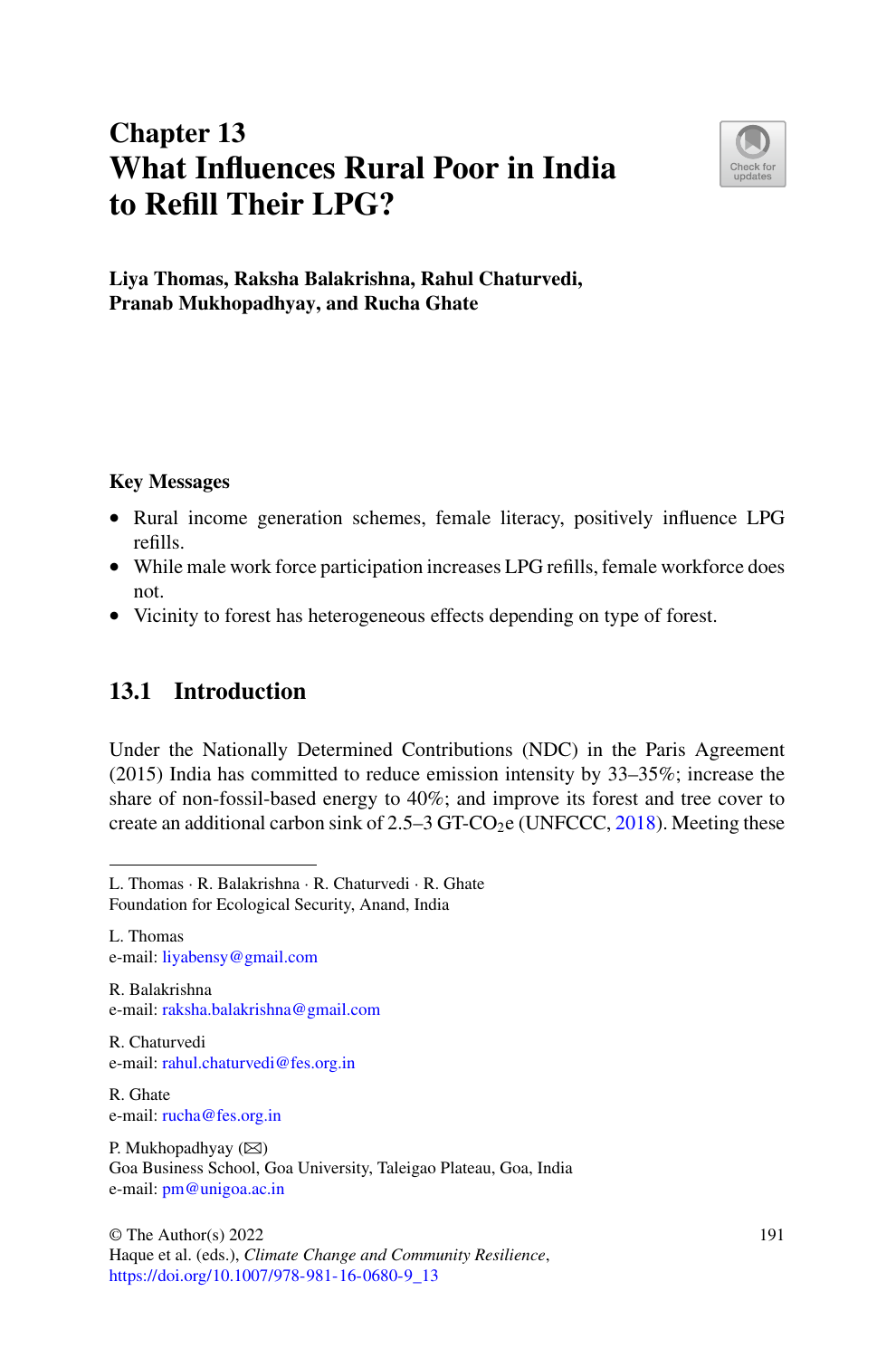# Chapter 13
# What Influences Rural Poor in India to Refill Their LPG?

**Liya Thomas, Raksha Balakrishna, Rahul Chaturvedi, Pranab Mukhopadhyay, and Rucha Ghate**

### Key Messages

- Rural income generation schemes, female literacy, positively influence LPG refills.
- While male work force participation increases LPG refills, female workforce does not.
- Vicinity to forest has heterogeneous effects depending on type of forest.

## 13.1 Introduction

Under the Nationally Determined Contributions (NDC) in the Paris Agreement (2015) India has committed to reduce emission intensity by 33–35%; increase the share of non-fossil-based energy to 40%; and improve its forest and tree cover to create an additional carbon sink of 2.5–3 GT-$CO_2$e (UNFCCC, 2018). Meeting these

---

L. Thomas · R. Balakrishna · R. Chaturvedi · R. Ghate
Foundation for Ecological Security, Anand, India

L. Thomas
e-mail: liyabensy@gmail.com

R. Balakrishna
e-mail: raksha.balakrishna@gmail.com

R. Chaturvedi
e-mail: rahul.chaturvedi@fes.org.in

R. Ghate
e-mail: rucha@fes.org.in

P. Mukhopadhyay (✉)
Goa Business School, Goa University, Taleigao Plateau, Goa, India
e-mail: pm@unigoa.ac.in

© The Author(s) 2022
Haque et al. (eds.), *Climate Change and Community Resilience*,
https://doi.org/10.1007/978-981-16-0680-9_13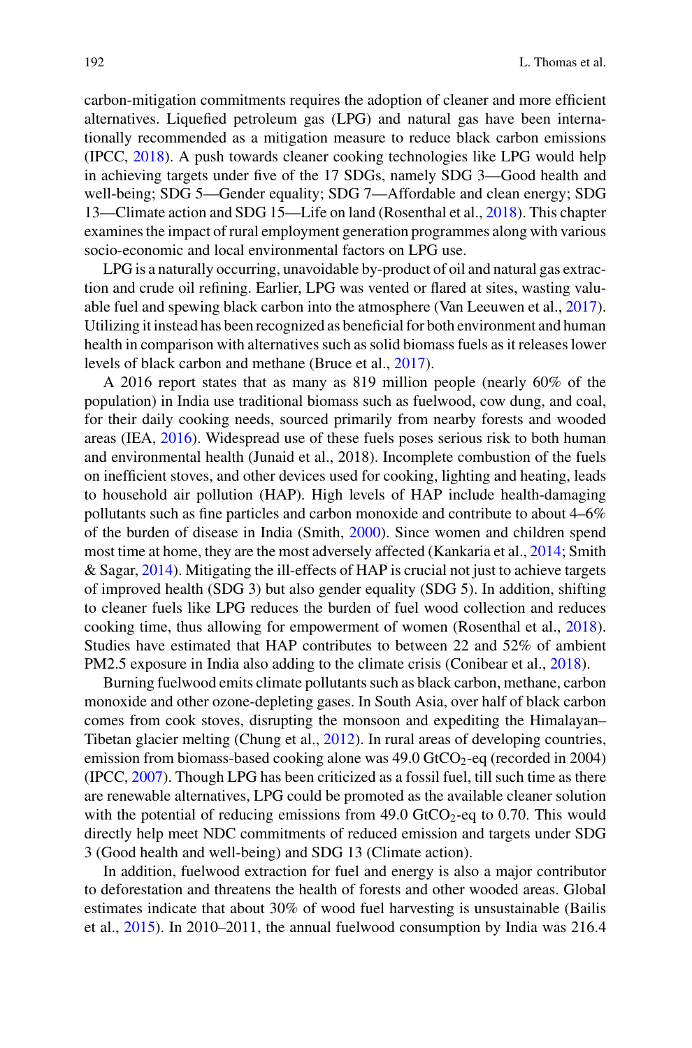carbon-mitigation commitments requires the adoption of cleaner and more efficient alternatives. Liquefied petroleum gas (LPG) and natural gas have been internationally recommended as a mitigation measure to reduce black carbon emissions (IPCC, 2018). A push towards cleaner cooking technologies like LPG would help in achieving targets under five of the 17 SDGs, namely SDG 3—Good health and well-being; SDG 5—Gender equality; SDG 7—Affordable and clean energy; SDG 13—Climate action and SDG 15—Life on land (Rosenthal et al., 2018). This chapter examines the impact of rural employment generation programmes along with various socio-economic and local environmental factors on LPG use.

LPG is a naturally occurring, unavoidable by-product of oil and natural gas extraction and crude oil refining. Earlier, LPG was vented or flared at sites, wasting valuable fuel and spewing black carbon into the atmosphere (Van Leeuwen et al., 2017). Utilizing it instead has been recognized as beneficial for both environment and human health in comparison with alternatives such as solid biomass fuels as it releases lower levels of black carbon and methane (Bruce et al., 2017).

A 2016 report states that as many as 819 million people (nearly 60% of the population) in India use traditional biomass such as fuelwood, cow dung, and coal, for their daily cooking needs, sourced primarily from nearby forests and wooded areas (IEA, 2016). Widespread use of these fuels poses serious risk to both human and environmental health (Junaid et al., 2018). Incomplete combustion of the fuels on inefficient stoves, and other devices used for cooking, lighting and heating, leads to household air pollution (HAP). High levels of HAP include health-damaging pollutants such as fine particles and carbon monoxide and contribute to about 4–6% of the burden of disease in India (Smith, 2000). Since women and children spend most time at home, they are the most adversely affected (Kankaria et al., 2014; Smith & Sagar, 2014). Mitigating the ill-effects of HAP is crucial not just to achieve targets of improved health (SDG 3) but also gender equality (SDG 5). In addition, shifting to cleaner fuels like LPG reduces the burden of fuel wood collection and reduces cooking time, thus allowing for empowerment of women (Rosenthal et al., 2018). Studies have estimated that HAP contributes to between 22 and 52% of ambient PM2.5 exposure in India also adding to the climate crisis (Conibear et al., 2018).

Burning fuelwood emits climate pollutants such as black carbon, methane, carbon monoxide and other ozone-depleting gases. In South Asia, over half of black carbon comes from cook stoves, disrupting the monsoon and expediting the Himalayan–Tibetan glacier melting (Chung et al., 2012). In rural areas of developing countries, emission from biomass-based cooking alone was 49.0 $GtCO_2$-eq (recorded in 2004) (IPCC, 2007). Though LPG has been criticized as a fossil fuel, till such time as there are renewable alternatives, LPG could be promoted as the available cleaner solution with the potential of reducing emissions from 49.0 $GtCO_2$-eq to 0.70. This would directly help meet NDC commitments of reduced emission and targets under SDG 3 (Good health and well-being) and SDG 13 (Climate action).

In addition, fuelwood extraction for fuel and energy is also a major contributor to deforestation and threatens the health of forests and other wooded areas. Global estimates indicate that about 30% of wood fuel harvesting is unsustainable (Bailis et al., 2015). In 2010–2011, the annual fuelwood consumption by India was 216.4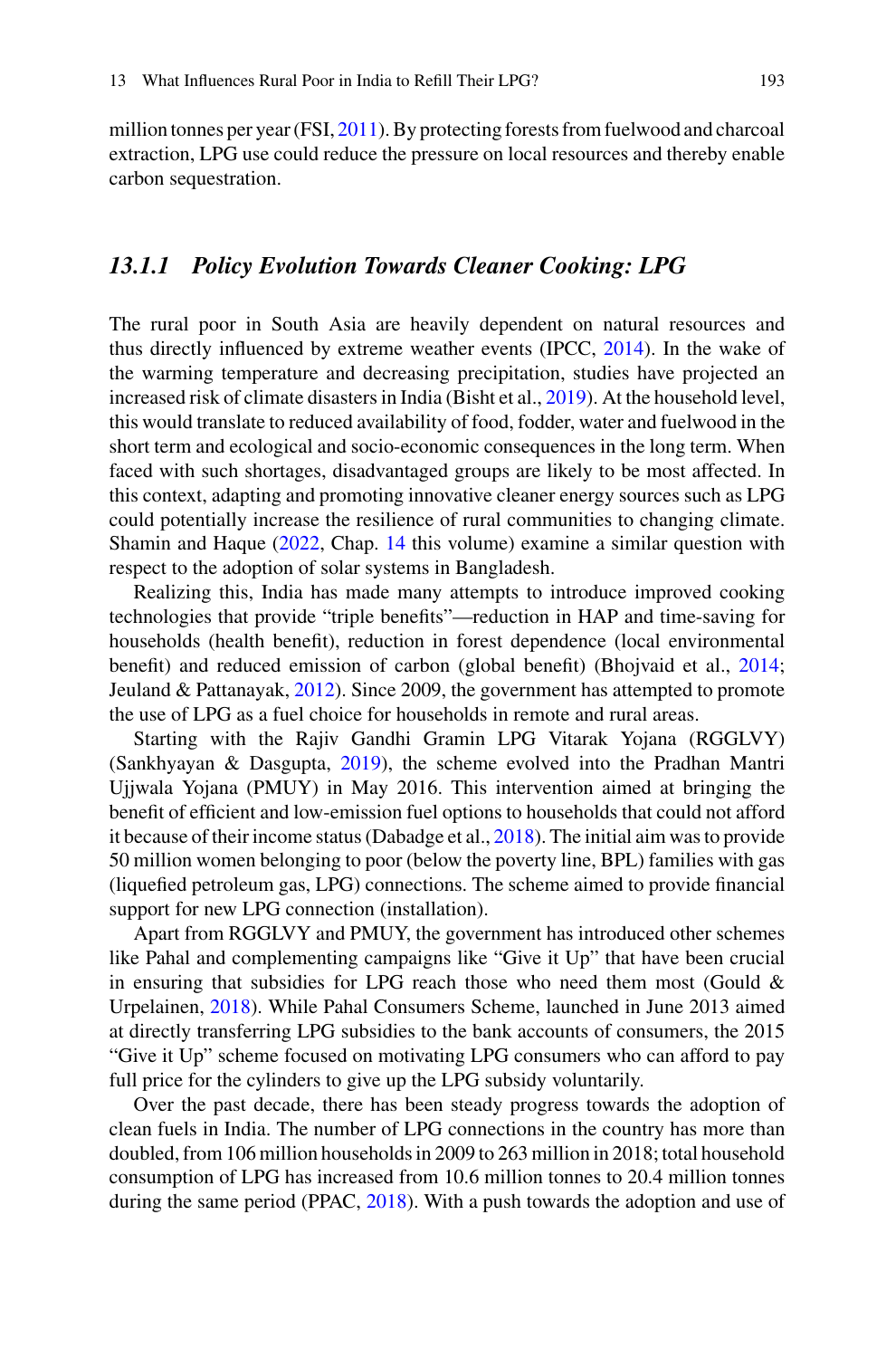million tonnes per year (FSI, 2011). By protecting forests from fuelwood and charcoal extraction, LPG use could reduce the pressure on local resources and thereby enable carbon sequestration.

### *13.1.1 Policy Evolution Towards Cleaner Cooking: LPG*

The rural poor in South Asia are heavily dependent on natural resources and thus directly influenced by extreme weather events (IPCC, 2014). In the wake of the warming temperature and decreasing precipitation, studies have projected an increased risk of climate disasters in India (Bisht et al., 2019). At the household level, this would translate to reduced availability of food, fodder, water and fuelwood in the short term and ecological and socio-economic consequences in the long term. When faced with such shortages, disadvantaged groups are likely to be most affected. In this context, adapting and promoting innovative cleaner energy sources such as LPG could potentially increase the resilience of rural communities to changing climate. Shamin and Haque (2022, Chap. 14 this volume) examine a similar question with respect to the adoption of solar systems in Bangladesh.

Realizing this, India has made many attempts to introduce improved cooking technologies that provide "triple benefits"—reduction in HAP and time-saving for households (health benefit), reduction in forest dependence (local environmental benefit) and reduced emission of carbon (global benefit) (Bhojvaid et al., 2014; Jeuland & Pattanayak, 2012). Since 2009, the government has attempted to promote the use of LPG as a fuel choice for households in remote and rural areas.

Starting with the Rajiv Gandhi Gramin LPG Vitarak Yojana (RGGLVY) (Sankhyayan & Dasgupta, 2019), the scheme evolved into the Pradhan Mantri Ujjwala Yojana (PMUY) in May 2016. This intervention aimed at bringing the benefit of efficient and low-emission fuel options to households that could not afford it because of their income status (Dabadge et al., 2018). The initial aim was to provide 50 million women belonging to poor (below the poverty line, BPL) families with gas (liquefied petroleum gas, LPG) connections. The scheme aimed to provide financial support for new LPG connection (installation).

Apart from RGGLVY and PMUY, the government has introduced other schemes like Pahal and complementing campaigns like "Give it Up" that have been crucial in ensuring that subsidies for LPG reach those who need them most (Gould & Urpelainen, 2018). While Pahal Consumers Scheme, launched in June 2013 aimed at directly transferring LPG subsidies to the bank accounts of consumers, the 2015 "Give it Up" scheme focused on motivating LPG consumers who can afford to pay full price for the cylinders to give up the LPG subsidy voluntarily.

Over the past decade, there has been steady progress towards the adoption of clean fuels in India. The number of LPG connections in the country has more than doubled, from 106 million households in 2009 to 263 million in 2018; total household consumption of LPG has increased from 10.6 million tonnes to 20.4 million tonnes during the same period (PPAC, 2018). With a push towards the adoption and use of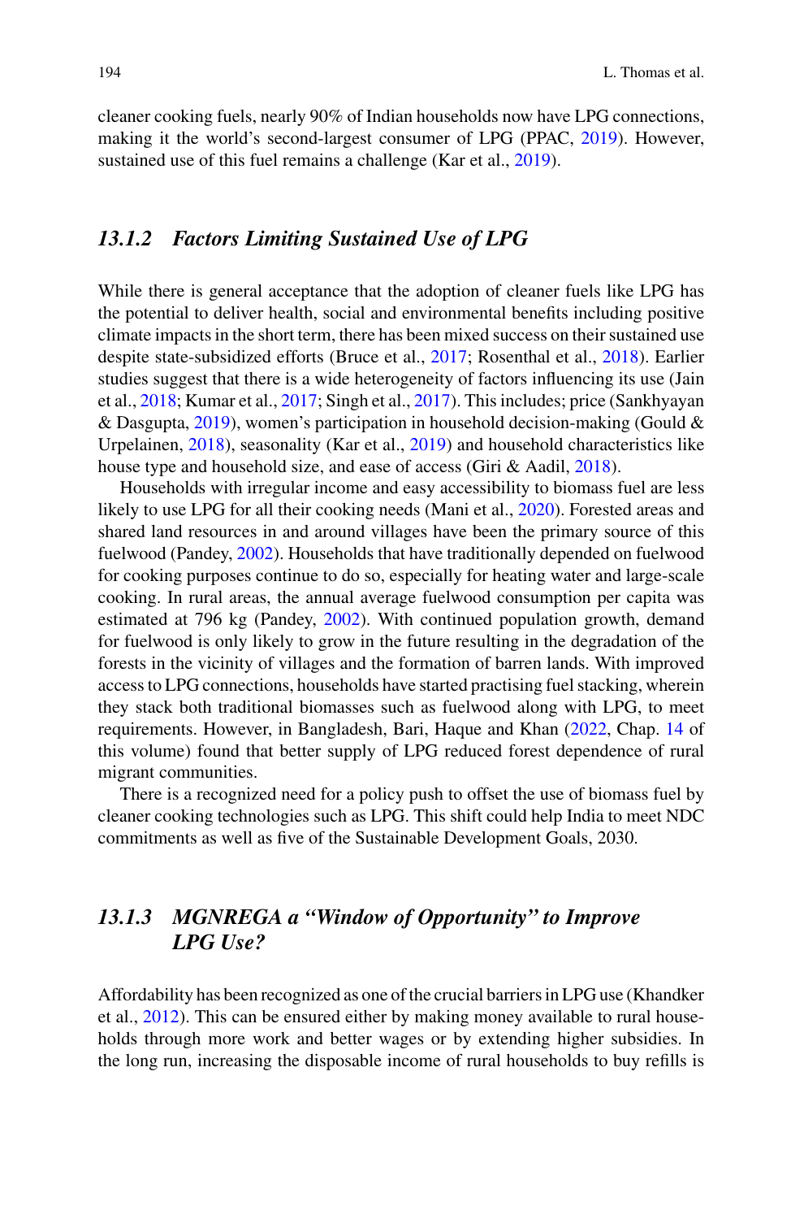cleaner cooking fuels, nearly 90% of Indian households now have LPG connections, making it the world's second-largest consumer of LPG (PPAC, 2019). However, sustained use of this fuel remains a challenge (Kar et al., 2019).

### *13.1.2 Factors Limiting Sustained Use of LPG*

While there is general acceptance that the adoption of cleaner fuels like LPG has the potential to deliver health, social and environmental benefits including positive climate impacts in the short term, there has been mixed success on their sustained use despite state-subsidized efforts (Bruce et al., 2017; Rosenthal et al., 2018). Earlier studies suggest that there is a wide heterogeneity of factors influencing its use (Jain et al., 2018; Kumar et al., 2017; Singh et al., 2017). This includes; price (Sankhyayan & Dasgupta, 2019), women's participation in household decision-making (Gould & Urpelainen, 2018), seasonality (Kar et al., 2019) and household characteristics like house type and household size, and ease of access (Giri & Aadil, 2018).

Households with irregular income and easy accessibility to biomass fuel are less likely to use LPG for all their cooking needs (Mani et al., 2020). Forested areas and shared land resources in and around villages have been the primary source of this fuelwood (Pandey, 2002). Households that have traditionally depended on fuelwood for cooking purposes continue to do so, especially for heating water and large-scale cooking. In rural areas, the annual average fuelwood consumption per capita was estimated at 796 kg (Pandey, 2002). With continued population growth, demand for fuelwood is only likely to grow in the future resulting in the degradation of the forests in the vicinity of villages and the formation of barren lands. With improved access to LPG connections, households have started practising fuel stacking, wherein they stack both traditional biomasses such as fuelwood along with LPG, to meet requirements. However, in Bangladesh, Bari, Haque and Khan (2022, Chap. 14 of this volume) found that better supply of LPG reduced forest dependence of rural migrant communities.

There is a recognized need for a policy push to offset the use of biomass fuel by cleaner cooking technologies such as LPG. This shift could help India to meet NDC commitments as well as five of the Sustainable Development Goals, 2030.

### *13.1.3 MGNREGA a "Window of Opportunity" to Improve LPG Use?*

Affordability has been recognized as one of the crucial barriers in LPG use (Khandker et al., 2012). This can be ensured either by making money available to rural households through more work and better wages or by extending higher subsidies. In the long run, increasing the disposable income of rural households to buy refills is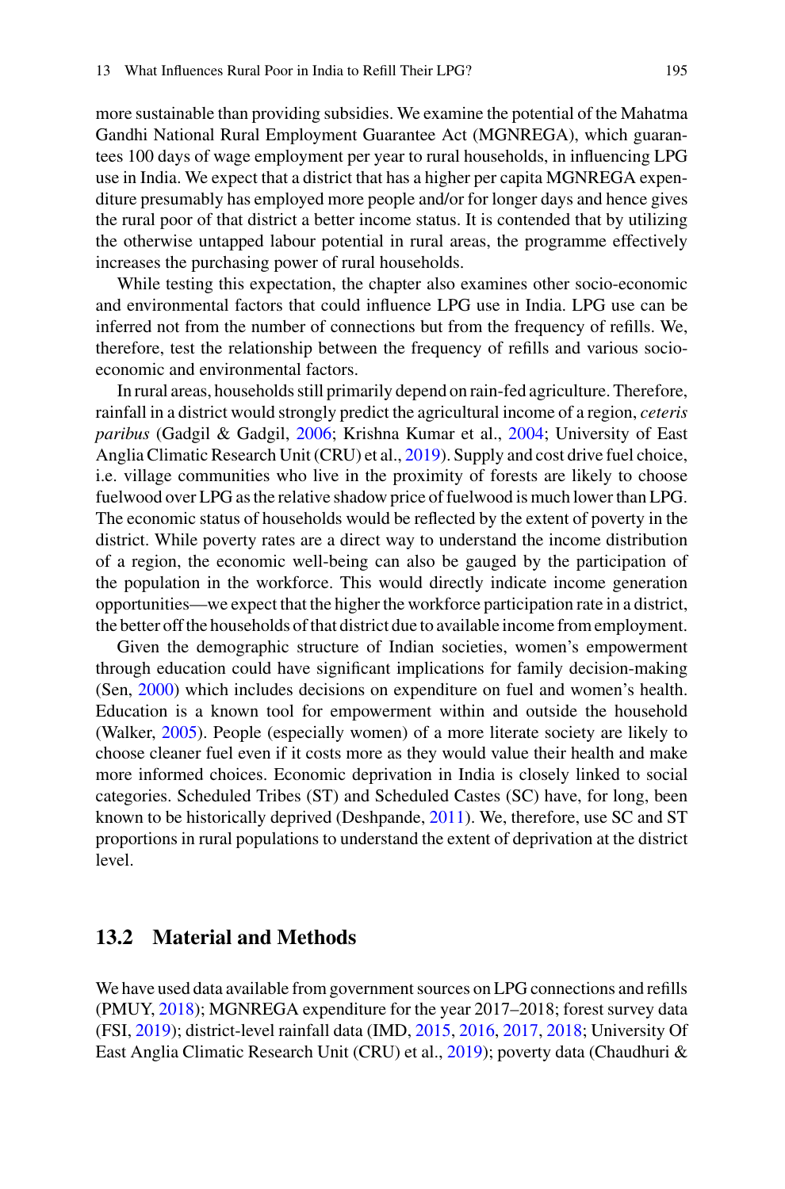more sustainable than providing subsidies. We examine the potential of the Mahatma Gandhi National Rural Employment Guarantee Act (MGNREGA), which guarantees 100 days of wage employment per year to rural households, in influencing LPG use in India. We expect that a district that has a higher per capita MGNREGA expenditure presumably has employed more people and/or for longer days and hence gives the rural poor of that district a better income status. It is contended that by utilizing the otherwise untapped labour potential in rural areas, the programme effectively increases the purchasing power of rural households.

While testing this expectation, the chapter also examines other socio-economic and environmental factors that could influence LPG use in India. LPG use can be inferred not from the number of connections but from the frequency of refills. We, therefore, test the relationship between the frequency of refills and various socio-economic and environmental factors.

In rural areas, households still primarily depend on rain-fed agriculture. Therefore, rainfall in a district would strongly predict the agricultural income of a region, *ceteris paribus* (Gadgil & Gadgil, 2006; Krishna Kumar et al., 2004; University of East Anglia Climatic Research Unit (CRU) et al., 2019). Supply and cost drive fuel choice, i.e. village communities who live in the proximity of forests are likely to choose fuelwood over LPG as the relative shadow price of fuelwood is much lower than LPG. The economic status of households would be reflected by the extent of poverty in the district. While poverty rates are a direct way to understand the income distribution of a region, the economic well-being can also be gauged by the participation of the population in the workforce. This would directly indicate income generation opportunities—we expect that the higher the workforce participation rate in a district, the better off the households of that district due to available income from employment.

Given the demographic structure of Indian societies, women's empowerment through education could have significant implications for family decision-making (Sen, 2000) which includes decisions on expenditure on fuel and women's health. Education is a known tool for empowerment within and outside the household (Walker, 2005). People (especially women) of a more literate society are likely to choose cleaner fuel even if it costs more as they would value their health and make more informed choices. Economic deprivation in India is closely linked to social categories. Scheduled Tribes (ST) and Scheduled Castes (SC) have, for long, been known to be historically deprived (Deshpande, 2011). We, therefore, use SC and ST proportions in rural populations to understand the extent of deprivation at the district level.

## 13.2 Material and Methods

We have used data available from government sources on LPG connections and refills (PMUY, 2018); MGNREGA expenditure for the year 2017–2018; forest survey data (FSI, 2019); district-level rainfall data (IMD, 2015, 2016, 2017, 2018; University Of East Anglia Climatic Research Unit (CRU) et al., 2019); poverty data (Chaudhuri &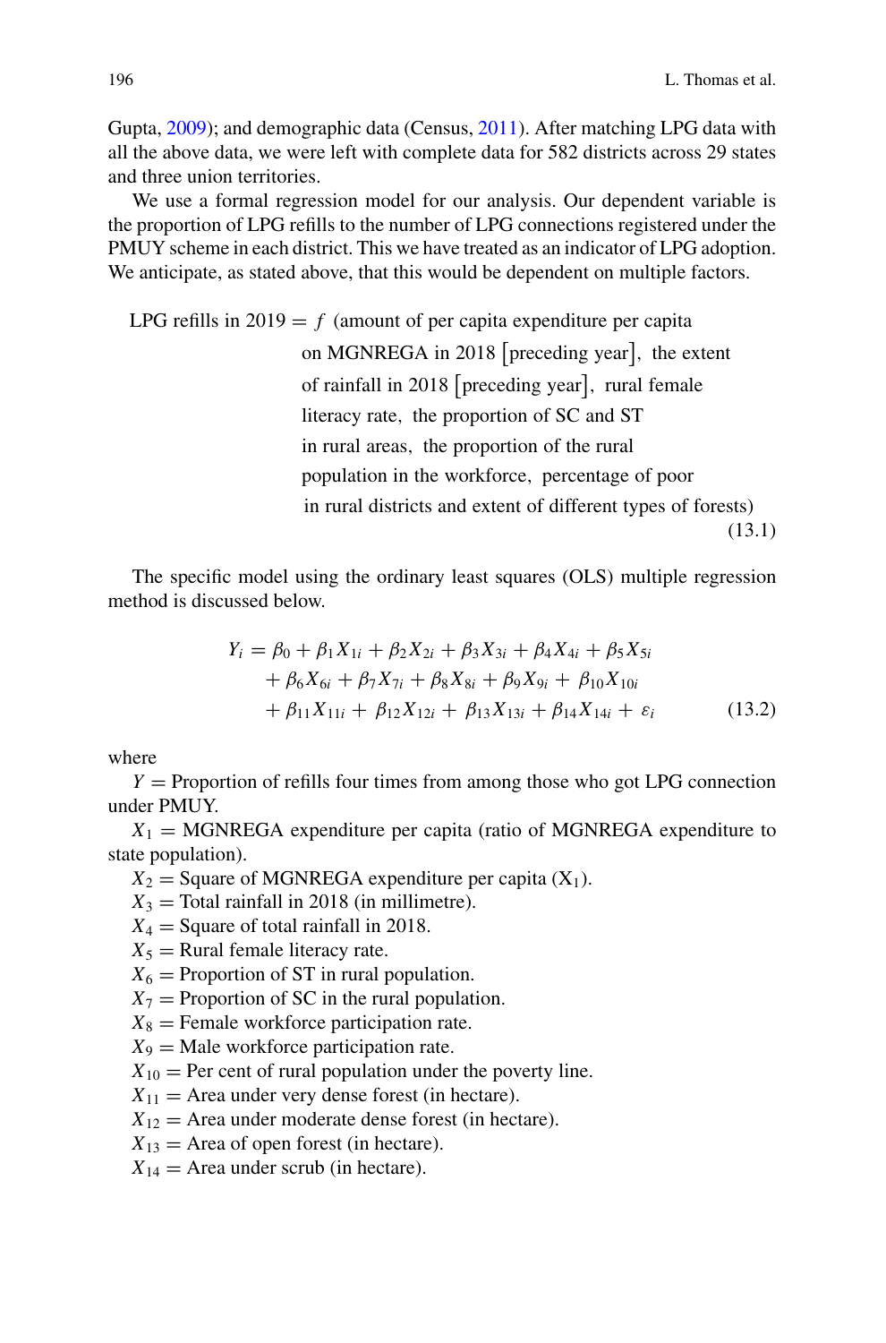Gupta, 2009); and demographic data (Census, 2011). After matching LPG data with all the above data, we were left with complete data for 582 districts across 29 states and three union territories.

We use a formal regression model for our analysis. Our dependent variable is the proportion of LPG refills to the number of LPG connections registered under the PMUY scheme in each district. This we have treated as an indicator of LPG adoption. We anticipate, as stated above, that this would be dependent on multiple factors.

$$\text{LPG refills in 2019} = f\ (\text{amount of per capita expenditure per capita on MGNREGA in 2018 [preceding year], the extent of rainfall in 2018 [preceding year], rural female literacy rate, the proportion of SC and ST in rural areas, the proportion of the rural population in the workforce, percentage of poor in rural districts and extent of different types of forests}) \tag{13.1}$$

The specific model using the ordinary least squares (OLS) multiple regression method is discussed below.

$$\begin{aligned} Y_i = {} & \beta_0 + \beta_1 X_{1i} + \beta_2 X_{2i} + \beta_3 X_{3i} + \beta_4 X_{4i} + \beta_5 X_{5i} \\ & + \beta_6 X_{6i} + \beta_7 X_{7i} + \beta_8 X_{8i} + \beta_9 X_{9i} + \beta_{10} X_{10i} \\ & + \beta_{11} X_{11i} + \beta_{12} X_{12i} + \beta_{13} X_{13i} + \beta_{14} X_{14i} + \varepsilon_i \end{aligned} \tag{13.2}$$

where

$Y$ = Proportion of refills four times from among those who got LPG connection under PMUY.

$X_1$ = MGNREGA expenditure per capita (ratio of MGNREGA expenditure to state population).

$X_2$ = Square of MGNREGA expenditure per capita ($X_1$).

$X_3$ = Total rainfall in 2018 (in millimetre).

$X_4$ = Square of total rainfall in 2018.

$X_5$ = Rural female literacy rate.

$X_6$ = Proportion of ST in rural population.

$X_7$ = Proportion of SC in the rural population.

$X_8$ = Female workforce participation rate.

$X_9$ = Male workforce participation rate.

$X_{10}$ = Per cent of rural population under the poverty line.

$X_{11}$ = Area under very dense forest (in hectare).

$X_{12}$ = Area under moderate dense forest (in hectare).

$X_{13}$ = Area of open forest (in hectare).

$X_{14}$ = Area under scrub (in hectare).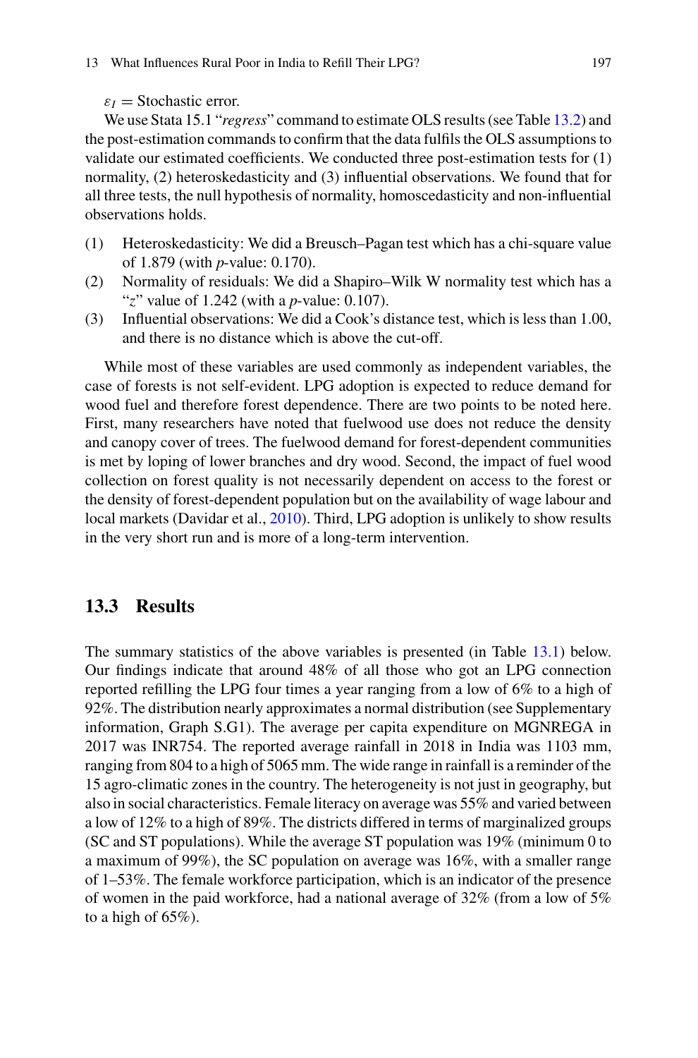$\varepsilon_I$ = Stochastic error.

We use Stata 15.1 "*regress*" command to estimate OLS results (see Table 13.2) and the post-estimation commands to confirm that the data fulfils the OLS assumptions to validate our estimated coefficients. We conducted three post-estimation tests for (1) normality, (2) heteroskedasticity and (3) influential observations. We found that for all three tests, the null hypothesis of normality, homoscedasticity and non-influential observations holds.

(1) Heteroskedasticity: We did a Breusch–Pagan test which has a chi-square value of 1.879 (with *p*-value: 0.170).
(2) Normality of residuals: We did a Shapiro–Wilk W normality test which has a "*z*" value of 1.242 (with a *p*-value: 0.107).
(3) Influential observations: We did a Cook's distance test, which is less than 1.00, and there is no distance which is above the cut-off.

While most of these variables are used commonly as independent variables, the case of forests is not self-evident. LPG adoption is expected to reduce demand for wood fuel and therefore forest dependence. There are two points to be noted here. First, many researchers have noted that fuelwood use does not reduce the density and canopy cover of trees. The fuelwood demand for forest-dependent communities is met by loping of lower branches and dry wood. Second, the impact of fuel wood collection on forest quality is not necessarily dependent on access to the forest or the density of forest-dependent population but on the availability of wage labour and local markets (Davidar et al., 2010). Third, LPG adoption is unlikely to show results in the very short run and is more of a long-term intervention.

## 13.3 Results

The summary statistics of the above variables is presented (in Table 13.1) below. Our findings indicate that around 48% of all those who got an LPG connection reported refilling the LPG four times a year ranging from a low of 6% to a high of 92%. The distribution nearly approximates a normal distribution (see Supplementary information, Graph S.G1). The average per capita expenditure on MGNREGA in 2017 was INR754. The reported average rainfall in 2018 in India was 1103 mm, ranging from 804 to a high of 5065 mm. The wide range in rainfall is a reminder of the 15 agro-climatic zones in the country. The heterogeneity is not just in geography, but also in social characteristics. Female literacy on average was 55% and varied between a low of 12% to a high of 89%. The districts differed in terms of marginalized groups (SC and ST populations). While the average ST population was 19% (minimum 0 to a maximum of 99%), the SC population on average was 16%, with a smaller range of 1–53%. The female workforce participation, which is an indicator of the presence of women in the paid workforce, had a national average of 32% (from a low of 5% to a high of 65%).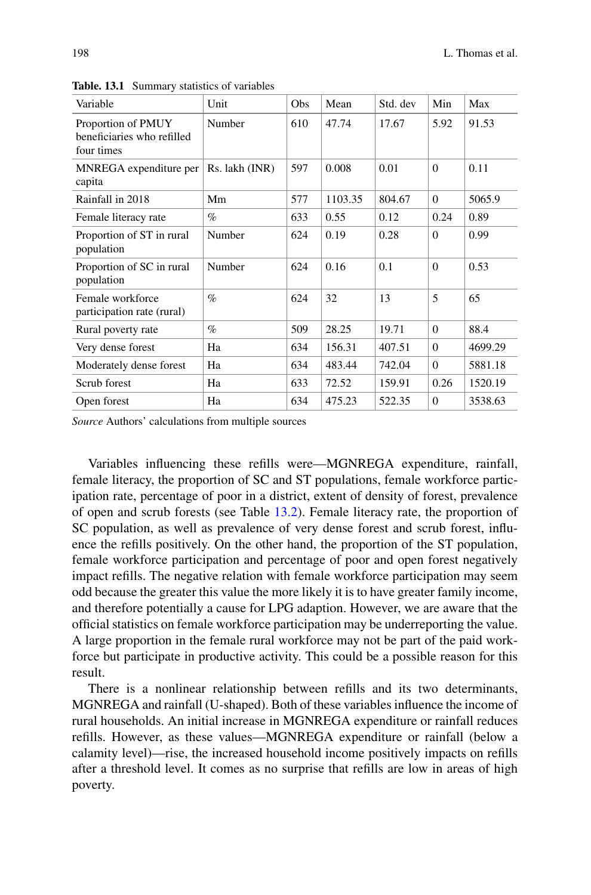**Table. 13.1** Summary statistics of variables

| Variable | Unit | Obs | Mean | Std. dev | Min | Max |
|---|---|---|---|---|---|---|
| Proportion of PMUY beneficiaries who refilled four times | Number | 610 | 47.74 | 17.67 | 5.92 | 91.53 |
| MNREGA expenditure per capita | Rs. lakh (INR) | 597 | 0.008 | 0.01 | 0 | 0.11 |
| Rainfall in 2018 | Mm | 577 | 1103.35 | 804.67 | 0 | 5065.9 |
| Female literacy rate | % | 633 | 0.55 | 0.12 | 0.24 | 0.89 |
| Proportion of ST in rural population | Number | 624 | 0.19 | 0.28 | 0 | 0.99 |
| Proportion of SC in rural population | Number | 624 | 0.16 | 0.1 | 0 | 0.53 |
| Female workforce participation rate (rural) | % | 624 | 32 | 13 | 5 | 65 |
| Rural poverty rate | % | 509 | 28.25 | 19.71 | 0 | 88.4 |
| Very dense forest | Ha | 634 | 156.31 | 407.51 | 0 | 4699.29 |
| Moderately dense forest | Ha | 634 | 483.44 | 742.04 | 0 | 5881.18 |
| Scrub forest | Ha | 633 | 72.52 | 159.91 | 0.26 | 1520.19 |
| Open forest | Ha | 634 | 475.23 | 522.35 | 0 | 3538.63 |

*Source* Authors' calculations from multiple sources

Variables influencing these refills were—MGNREGA expenditure, rainfall, female literacy, the proportion of SC and ST populations, female workforce participation rate, percentage of poor in a district, extent of density of forest, prevalence of open and scrub forests (see Table 13.2). Female literacy rate, the proportion of SC population, as well as prevalence of very dense forest and scrub forest, influence the refills positively. On the other hand, the proportion of the ST population, female workforce participation and percentage of poor and open forest negatively impact refills. The negative relation with female workforce participation may seem odd because the greater this value the more likely it is to have greater family income, and therefore potentially a cause for LPG adaption. However, we are aware that the official statistics on female workforce participation may be underreporting the value. A large proportion in the female rural workforce may not be part of the paid workforce but participate in productive activity. This could be a possible reason for this result.

There is a nonlinear relationship between refills and its two determinants, MGNREGA and rainfall (U-shaped). Both of these variables influence the income of rural households. An initial increase in MGNREGA expenditure or rainfall reduces refills. However, as these values—MGNREGA expenditure or rainfall (below a calamity level)—rise, the increased household income positively impacts on refills after a threshold level. It comes as no surprise that refills are low in areas of high poverty.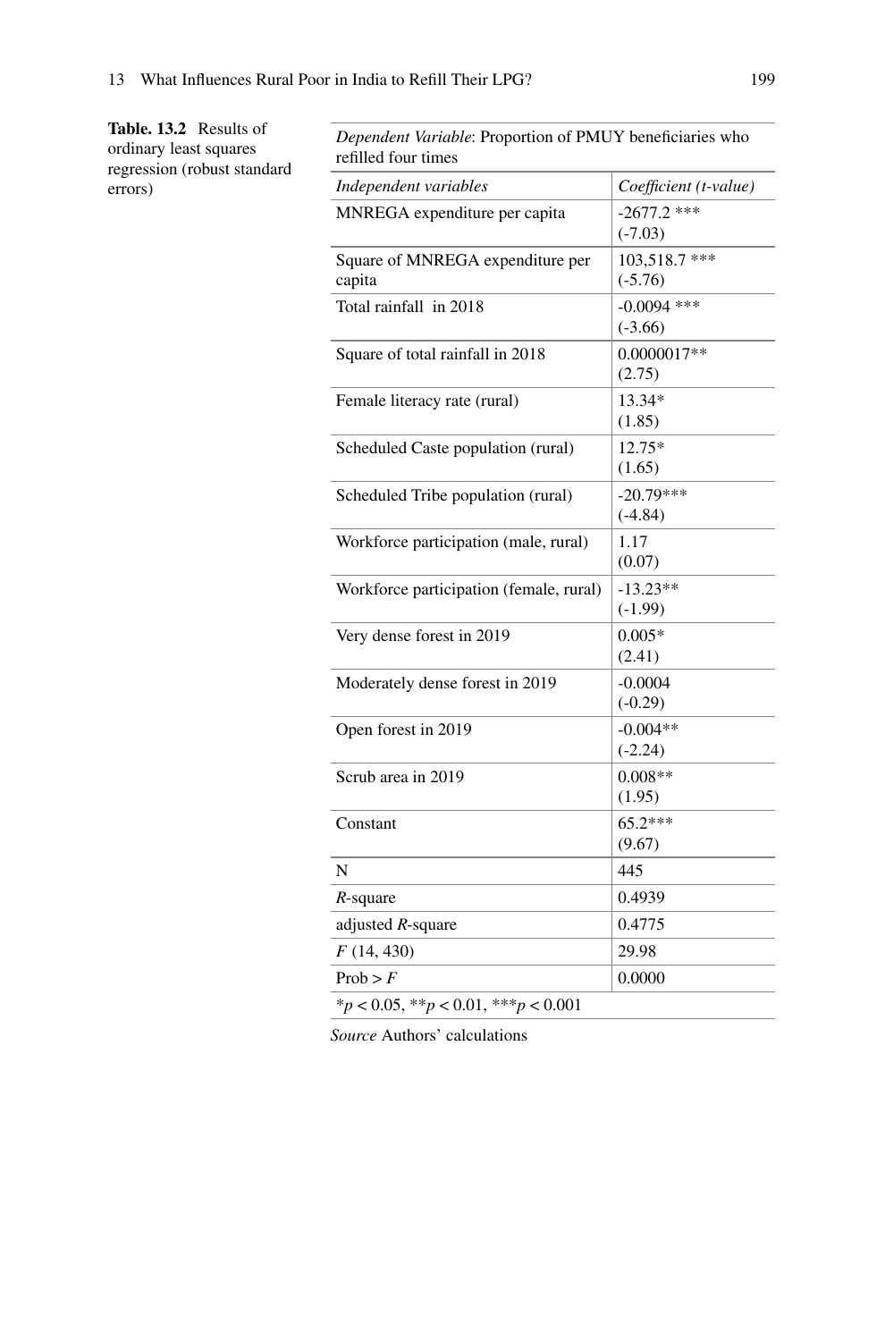**Table. 13.2** Results of ordinary least squares regression (robust standard errors)

| *Dependent Variable*: Proportion of PMUY beneficiaries who refilled four times | |
|---|---|
| *Independent variables* | *Coefficient (t-value)* |
| MNREGA expenditure per capita | -2677.2 *** (-7.03) |
| Square of MNREGA expenditure per capita | 103,518.7 *** (-5.76) |
| Total rainfall in 2018 | -0.0094 *** (-3.66) |
| Square of total rainfall in 2018 | 0.0000017** (2.75) |
| Female literacy rate (rural) | 13.34* (1.85) |
| Scheduled Caste population (rural) | 12.75* (1.65) |
| Scheduled Tribe population (rural) | -20.79*** (-4.84) |
| Workforce participation (male, rural) | 1.17 (0.07) |
| Workforce participation (female, rural) | -13.23** (-1.99) |
| Very dense forest in 2019 | 0.005* (2.41) |
| Moderately dense forest in 2019 | -0.0004 (-0.29) |
| Open forest in 2019 | -0.004** (-2.24) |
| Scrub area in 2019 | 0.008** (1.95) |
| Constant | 65.2*** (9.67) |
| N | 445 |
| $R$-square | 0.4939 |
| adjusted $R$-square | 0.4775 |
| $F$ (14, 430) | 29.98 |
| Prob > $F$ | 0.0000 |
| $^*p < 0.05$, $^{**}p < 0.01$, $^{***}p < 0.001$ | |

*Source* Authors' calculations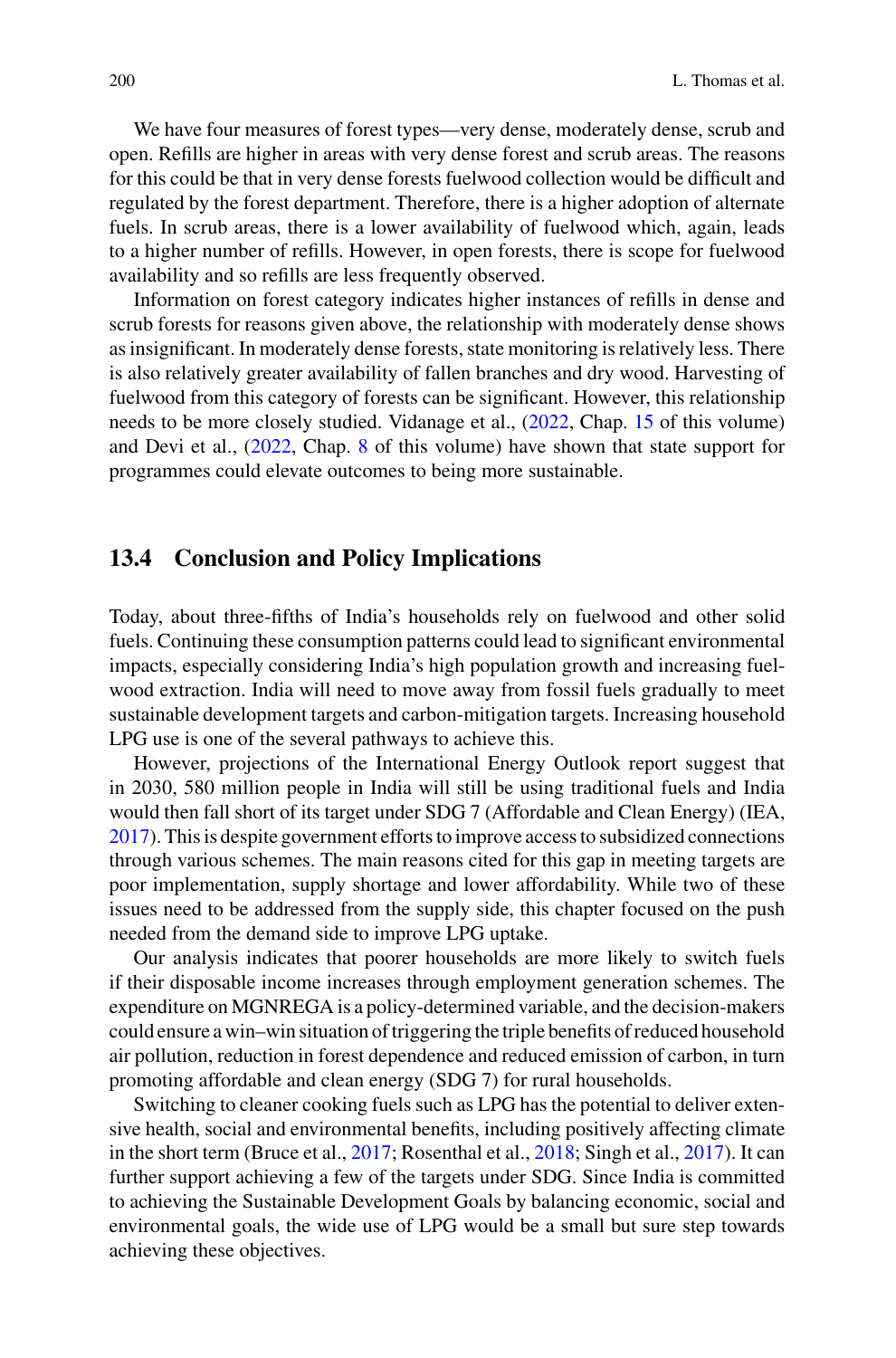We have four measures of forest types—very dense, moderately dense, scrub and open. Refills are higher in areas with very dense forest and scrub areas. The reasons for this could be that in very dense forests fuelwood collection would be difficult and regulated by the forest department. Therefore, there is a higher adoption of alternate fuels. In scrub areas, there is a lower availability of fuelwood which, again, leads to a higher number of refills. However, in open forests, there is scope for fuelwood availability and so refills are less frequently observed.

Information on forest category indicates higher instances of refills in dense and scrub forests for reasons given above, the relationship with moderately dense shows as insignificant. In moderately dense forests, state monitoring is relatively less. There is also relatively greater availability of fallen branches and dry wood. Harvesting of fuelwood from this category of forests can be significant. However, this relationship needs to be more closely studied. Vidanage et al., (2022, Chap. 15 of this volume) and Devi et al., (2022, Chap. 8 of this volume) have shown that state support for programmes could elevate outcomes to being more sustainable.

## 13.4 Conclusion and Policy Implications

Today, about three-fifths of India's households rely on fuelwood and other solid fuels. Continuing these consumption patterns could lead to significant environmental impacts, especially considering India's high population growth and increasing fuelwood extraction. India will need to move away from fossil fuels gradually to meet sustainable development targets and carbon-mitigation targets. Increasing household LPG use is one of the several pathways to achieve this.

However, projections of the International Energy Outlook report suggest that in 2030, 580 million people in India will still be using traditional fuels and India would then fall short of its target under SDG 7 (Affordable and Clean Energy) (IEA, 2017). This is despite government efforts to improve access to subsidized connections through various schemes. The main reasons cited for this gap in meeting targets are poor implementation, supply shortage and lower affordability. While two of these issues need to be addressed from the supply side, this chapter focused on the push needed from the demand side to improve LPG uptake.

Our analysis indicates that poorer households are more likely to switch fuels if their disposable income increases through employment generation schemes. The expenditure on MGNREGA is a policy-determined variable, and the decision-makers could ensure a win–win situation of triggering the triple benefits of reduced household air pollution, reduction in forest dependence and reduced emission of carbon, in turn promoting affordable and clean energy (SDG 7) for rural households.

Switching to cleaner cooking fuels such as LPG has the potential to deliver extensive health, social and environmental benefits, including positively affecting climate in the short term (Bruce et al., 2017; Rosenthal et al., 2018; Singh et al., 2017). It can further support achieving a few of the targets under SDG. Since India is committed to achieving the Sustainable Development Goals by balancing economic, social and environmental goals, the wide use of LPG would be a small but sure step towards achieving these objectives.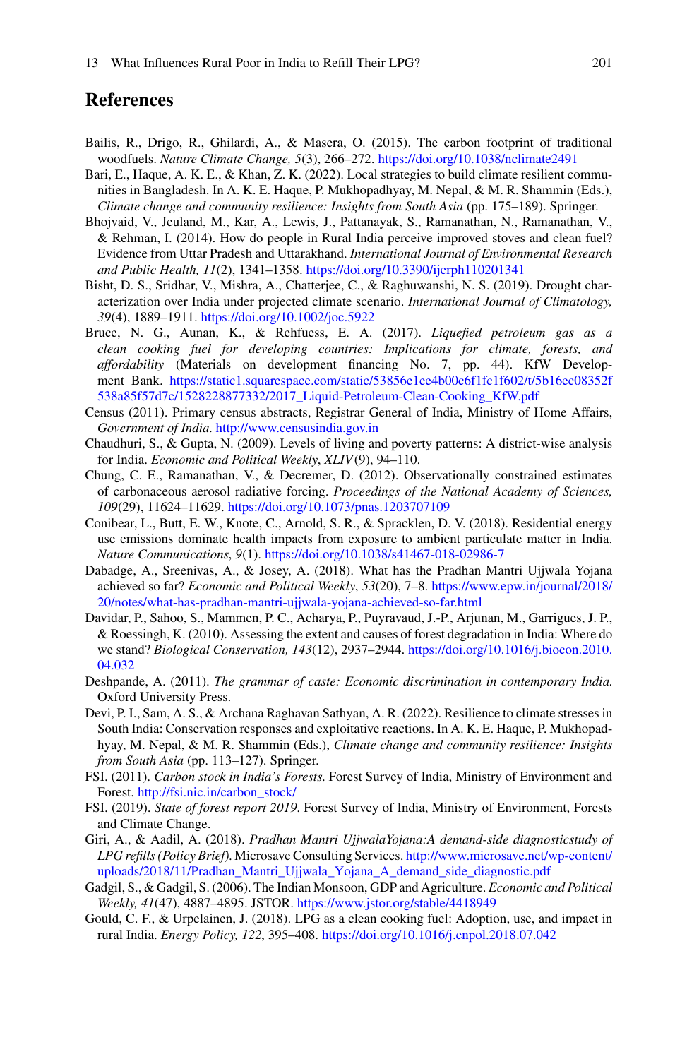## References

Bailis, R., Drigo, R., Ghilardi, A., & Masera, O. (2015). The carbon footprint of traditional woodfuels. *Nature Climate Change, 5*(3), 266–272. https://doi.org/10.1038/nclimate2491

Bari, E., Haque, A. K. E., & Khan, Z. K. (2022). Local strategies to build climate resilient communities in Bangladesh. In A. K. E. Haque, P. Mukhopadhyay, M. Nepal, & M. R. Shammin (Eds.), *Climate change and community resilience: Insights from South Asia* (pp. 175–189). Springer.

Bhojvaid, V., Jeuland, M., Kar, A., Lewis, J., Pattanayak, S., Ramanathan, N., Ramanathan, V., & Rehman, I. (2014). How do people in Rural India perceive improved stoves and clean fuel? Evidence from Uttar Pradesh and Uttarakhand. *International Journal of Environmental Research and Public Health, 11*(2), 1341–1358. https://doi.org/10.3390/ijerph110201341

Bisht, D. S., Sridhar, V., Mishra, A., Chatterjee, C., & Raghuwanshi, N. S. (2019). Drought characterization over India under projected climate scenario. *International Journal of Climatology, 39*(4), 1889–1911. https://doi.org/10.1002/joc.5922

Bruce, N. G., Aunan, K., & Rehfuess, E. A. (2017). *Liquefied petroleum gas as a clean cooking fuel for developing countries: Implications for climate, forests, and affordability* (Materials on development financing No. 7, pp. 44). KfW Development Bank. https://static1.squarespace.com/static/53856e1ee4b00c6f1fc1f602/t/5b16ec08352f538a85f57d7c/1528228877332/2017_Liquid-Petroleum-Clean-Cooking_KfW.pdf

Census (2011). Primary census abstracts, Registrar General of India, Ministry of Home Affairs, *Government of India*. http://www.censusindia.gov.in

Chaudhuri, S., & Gupta, N. (2009). Levels of living and poverty patterns: A district-wise analysis for India. *Economic and Political Weekly*, *XLIV*(9), 94–110.

Chung, C. E., Ramanathan, V., & Decremer, D. (2012). Observationally constrained estimates of carbonaceous aerosol radiative forcing. *Proceedings of the National Academy of Sciences, 109*(29), 11624–11629. https://doi.org/10.1073/pnas.1203707109

Conibear, L., Butt, E. W., Knote, C., Arnold, S. R., & Spracklen, D. V. (2018). Residential energy use emissions dominate health impacts from exposure to ambient particulate matter in India. *Nature Communications*, *9*(1). https://doi.org/10.1038/s41467-018-02986-7

Dabadge, A., Sreenivas, A., & Josey, A. (2018). What has the Pradhan Mantri Ujjwala Yojana achieved so far? *Economic and Political Weekly*, *53*(20), 7–8. https://www.epw.in/journal/2018/20/notes/what-has-pradhan-mantri-ujjwala-yojana-achieved-so-far.html

Davidar, P., Sahoo, S., Mammen, P. C., Acharya, P., Puyravaud, J.-P., Arjunan, M., Garrigues, J. P., & Roessingh, K. (2010). Assessing the extent and causes of forest degradation in India: Where do we stand? *Biological Conservation, 143*(12), 2937–2944. https://doi.org/10.1016/j.biocon.2010.04.032

Deshpande, A. (2011). *The grammar of caste: Economic discrimination in contemporary India.* Oxford University Press.

Devi, P. I., Sam, A. S., & Archana Raghavan Sathyan, A. R. (2022). Resilience to climate stresses in South India: Conservation responses and exploitative reactions. In A. K. E. Haque, P. Mukhopadhyay, M. Nepal, & M. R. Shammin (Eds.), *Climate change and community resilience: Insights from South Asia* (pp. 113–127). Springer.

FSI. (2011). *Carbon stock in India's Forests*. Forest Survey of India, Ministry of Environment and Forest. http://fsi.nic.in/carbon_stock/

FSI. (2019). *State of forest report 2019*. Forest Survey of India, Ministry of Environment, Forests and Climate Change.

Giri, A., & Aadil, A. (2018). *Pradhan Mantri UjjwalaYojana:A demand-side diagnosticstudy of LPG refills (Policy Brief)*. Microsave Consulting Services. http://www.microsave.net/wp-content/uploads/2018/11/Pradhan_Mantri_Ujjwala_Yojana_A_demand_side_diagnostic.pdf

Gadgil, S., & Gadgil, S. (2006). The Indian Monsoon, GDP and Agriculture. *Economic and Political Weekly, 41*(47), 4887–4895. JSTOR. https://www.jstor.org/stable/4418949

Gould, C. F., & Urpelainen, J. (2018). LPG as a clean cooking fuel: Adoption, use, and impact in rural India. *Energy Policy, 122*, 395–408. https://doi.org/10.1016/j.enpol.2018.07.042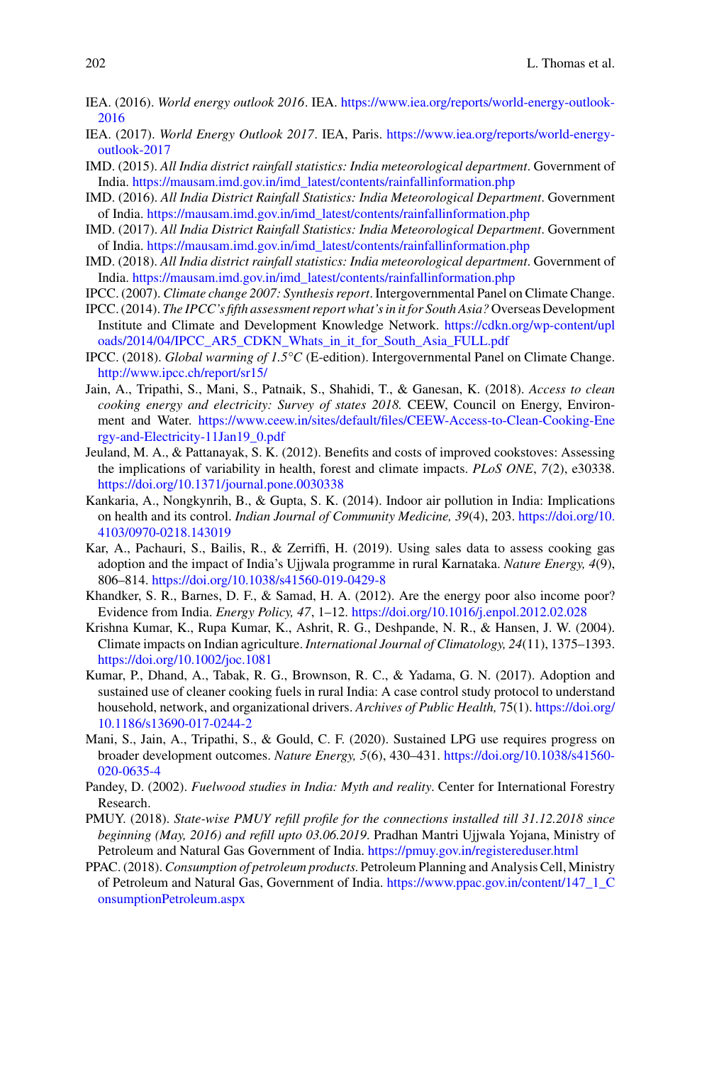IEA. (2016). *World energy outlook 2016*. IEA. https://www.iea.org/reports/world-energy-outlook-2016

IEA. (2017). *World Energy Outlook 2017*. IEA, Paris. https://www.iea.org/reports/world-energy-outlook-2017

IMD. (2015). *All India district rainfall statistics: India meteorological department*. Government of India. https://mausam.imd.gov.in/imd_latest/contents/rainfallinformation.php

IMD. (2016). *All India District Rainfall Statistics: India Meteorological Department*. Government of India. https://mausam.imd.gov.in/imd_latest/contents/rainfallinformation.php

IMD. (2017). *All India District Rainfall Statistics: India Meteorological Department*. Government of India. https://mausam.imd.gov.in/imd_latest/contents/rainfallinformation.php

IMD. (2018). *All India district rainfall statistics: India meteorological department*. Government of India. https://mausam.imd.gov.in/imd_latest/contents/rainfallinformation.php

IPCC. (2007). *Climate change 2007: Synthesis report*. Intergovernmental Panel on Climate Change.

IPCC. (2014). *The IPCC's fifth assessment report what's in it for South Asia?* Overseas Development Institute and Climate and Development Knowledge Network. https://cdkn.org/wp-content/uploads/2014/04/IPCC_AR5_CDKN_Whats_in_it_for_South_Asia_FULL.pdf

IPCC. (2018). *Global warming of 1.5°C* (E-edition). Intergovernmental Panel on Climate Change. http://www.ipcc.ch/report/sr15/

Jain, A., Tripathi, S., Mani, S., Patnaik, S., Shahidi, T., & Ganesan, K. (2018). *Access to clean cooking energy and electricity: Survey of states 2018.* CEEW, Council on Energy, Environment and Water. https://www.ceew.in/sites/default/files/CEEW-Access-to-Clean-Cooking-Energy-and-Electricity-11Jan19_0.pdf

Jeuland, M. A., & Pattanayak, S. K. (2012). Benefits and costs of improved cookstoves: Assessing the implications of variability in health, forest and climate impacts. *PLoS ONE*, *7*(2), e30338. https://doi.org/10.1371/journal.pone.0030338

Kankaria, A., Nongkynrih, B., & Gupta, S. K. (2014). Indoor air pollution in India: Implications on health and its control. *Indian Journal of Community Medicine, 39*(4), 203. https://doi.org/10.4103/0970-0218.143019

Kar, A., Pachauri, S., Bailis, R., & Zerriffi, H. (2019). Using sales data to assess cooking gas adoption and the impact of India's Ujjwala programme in rural Karnataka. *Nature Energy, 4*(9), 806–814. https://doi.org/10.1038/s41560-019-0429-8

Khandker, S. R., Barnes, D. F., & Samad, H. A. (2012). Are the energy poor also income poor? Evidence from India. *Energy Policy, 47*, 1–12. https://doi.org/10.1016/j.enpol.2012.02.028

Krishna Kumar, K., Rupa Kumar, K., Ashrit, R. G., Deshpande, N. R., & Hansen, J. W. (2004). Climate impacts on Indian agriculture. *International Journal of Climatology, 24*(11), 1375–1393. https://doi.org/10.1002/joc.1081

Kumar, P., Dhand, A., Tabak, R. G., Brownson, R. C., & Yadama, G. N. (2017). Adoption and sustained use of cleaner cooking fuels in rural India: A case control study protocol to understand household, network, and organizational drivers. *Archives of Public Health,* 75(1). https://doi.org/10.1186/s13690-017-0244-2

Mani, S., Jain, A., Tripathi, S., & Gould, C. F. (2020). Sustained LPG use requires progress on broader development outcomes. *Nature Energy, 5*(6), 430–431. https://doi.org/10.1038/s41560-020-0635-4

Pandey, D. (2002). *Fuelwood studies in India: Myth and reality*. Center for International Forestry Research.

PMUY. (2018). *State-wise PMUY refill profile for the connections installed till 31.12.2018 since beginning (May, 2016) and refill upto 03.06.2019*. Pradhan Mantri Ujjwala Yojana, Ministry of Petroleum and Natural Gas Government of India. https://pmuy.gov.in/registereduser.html

PPAC. (2018). *Consumption of petroleum products.* Petroleum Planning and Analysis Cell, Ministry of Petroleum and Natural Gas, Government of India. https://www.ppac.gov.in/content/147_1_ConsumptionPetroleum.aspx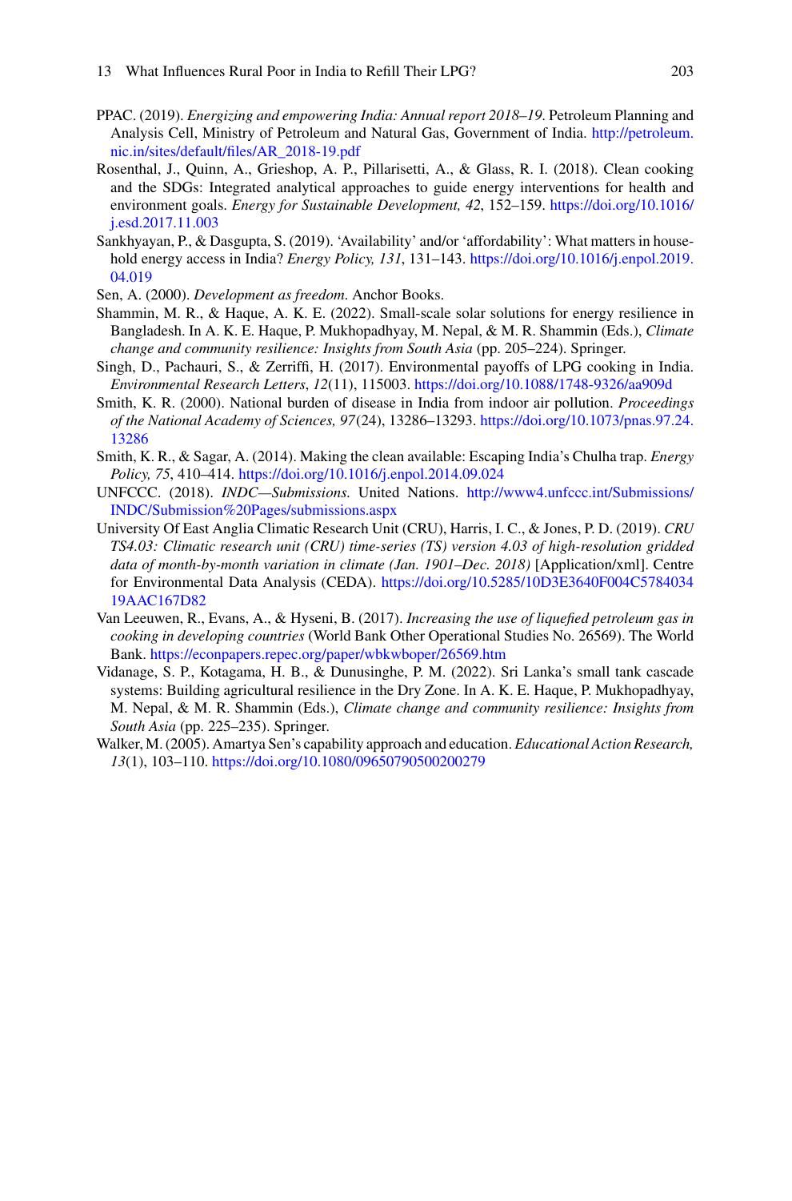PPAC. (2019). *Energizing and empowering India: Annual report 2018–19*. Petroleum Planning and Analysis Cell, Ministry of Petroleum and Natural Gas, Government of India. http://petroleum.nic.in/sites/default/files/AR_2018-19.pdf

Rosenthal, J., Quinn, A., Grieshop, A. P., Pillarisetti, A., & Glass, R. I. (2018). Clean cooking and the SDGs: Integrated analytical approaches to guide energy interventions for health and environment goals. *Energy for Sustainable Development, 42*, 152–159. https://doi.org/10.1016/j.esd.2017.11.003

Sankhyayan, P., & Dasgupta, S. (2019). 'Availability' and/or 'affordability': What matters in household energy access in India? *Energy Policy, 131*, 131–143. https://doi.org/10.1016/j.enpol.2019.04.019

Sen, A. (2000). *Development as freedom*. Anchor Books.

Shammin, M. R., & Haque, A. K. E. (2022). Small-scale solar solutions for energy resilience in Bangladesh. In A. K. E. Haque, P. Mukhopadhyay, M. Nepal, & M. R. Shammin (Eds.), *Climate change and community resilience: Insights from South Asia* (pp. 205–224). Springer.

Singh, D., Pachauri, S., & Zerriffi, H. (2017). Environmental payoffs of LPG cooking in India. *Environmental Research Letters*, *12*(11), 115003. https://doi.org/10.1088/1748-9326/aa909d

Smith, K. R. (2000). National burden of disease in India from indoor air pollution. *Proceedings of the National Academy of Sciences, 97*(24), 13286–13293. https://doi.org/10.1073/pnas.97.24.13286

Smith, K. R., & Sagar, A. (2014). Making the clean available: Escaping India's Chulha trap. *Energy Policy, 75*, 410–414. https://doi.org/10.1016/j.enpol.2014.09.024

UNFCCC. (2018). *INDC—Submissions.* United Nations. http://www4.unfccc.int/Submissions/INDC/Submission%20Pages/submissions.aspx

University Of East Anglia Climatic Research Unit (CRU), Harris, I. C., & Jones, P. D. (2019). *CRU TS4.03: Climatic research unit (CRU) time-series (TS) version 4.03 of high-resolution gridded data of month-by-month variation in climate (Jan. 1901–Dec. 2018)* [Application/xml]. Centre for Environmental Data Analysis (CEDA). https://doi.org/10.5285/10D3E3640F004C578403419AAC167D82

Van Leeuwen, R., Evans, A., & Hyseni, B. (2017). *Increasing the use of liquefied petroleum gas in cooking in developing countries* (World Bank Other Operational Studies No. 26569). The World Bank. https://econpapers.repec.org/paper/wbkwboper/26569.htm

Vidanage, S. P., Kotagama, H. B., & Dunusinghe, P. M. (2022). Sri Lanka's small tank cascade systems: Building agricultural resilience in the Dry Zone. In A. K. E. Haque, P. Mukhopadhyay, M. Nepal, & M. R. Shammin (Eds.), *Climate change and community resilience: Insights from South Asia* (pp. 225–235). Springer.

Walker, M. (2005). Amartya Sen's capability approach and education. *Educational Action Research, 13*(1), 103–110. https://doi.org/10.1080/09650790500200279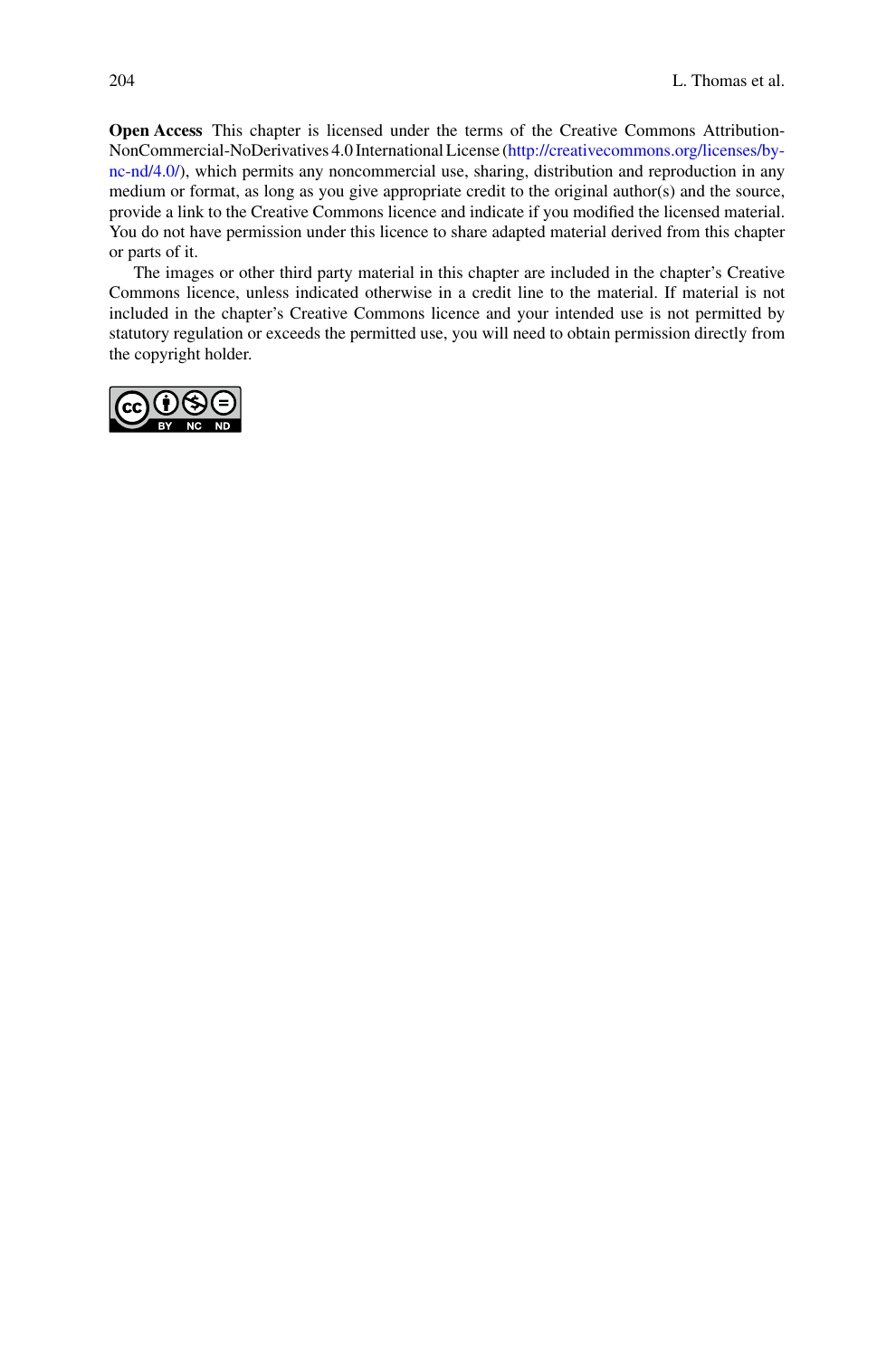**Open Access** This chapter is licensed under the terms of the Creative Commons Attribution-NonCommercial-NoDerivatives 4.0 International License (http://creativecommons.org/licenses/by-nc-nd/4.0/), which permits any noncommercial use, sharing, distribution and reproduction in any medium or format, as long as you give appropriate credit to the original author(s) and the source, provide a link to the Creative Commons licence and indicate if you modified the licensed material. You do not have permission under this licence to share adapted material derived from this chapter or parts of it.

The images or other third party material in this chapter are included in the chapter's Creative Commons licence, unless indicated otherwise in a credit line to the material. If material is not included in the chapter's Creative Commons licence and your intended use is not permitted by statutory regulation or exceeds the permitted use, you will need to obtain permission directly from the copyright holder.